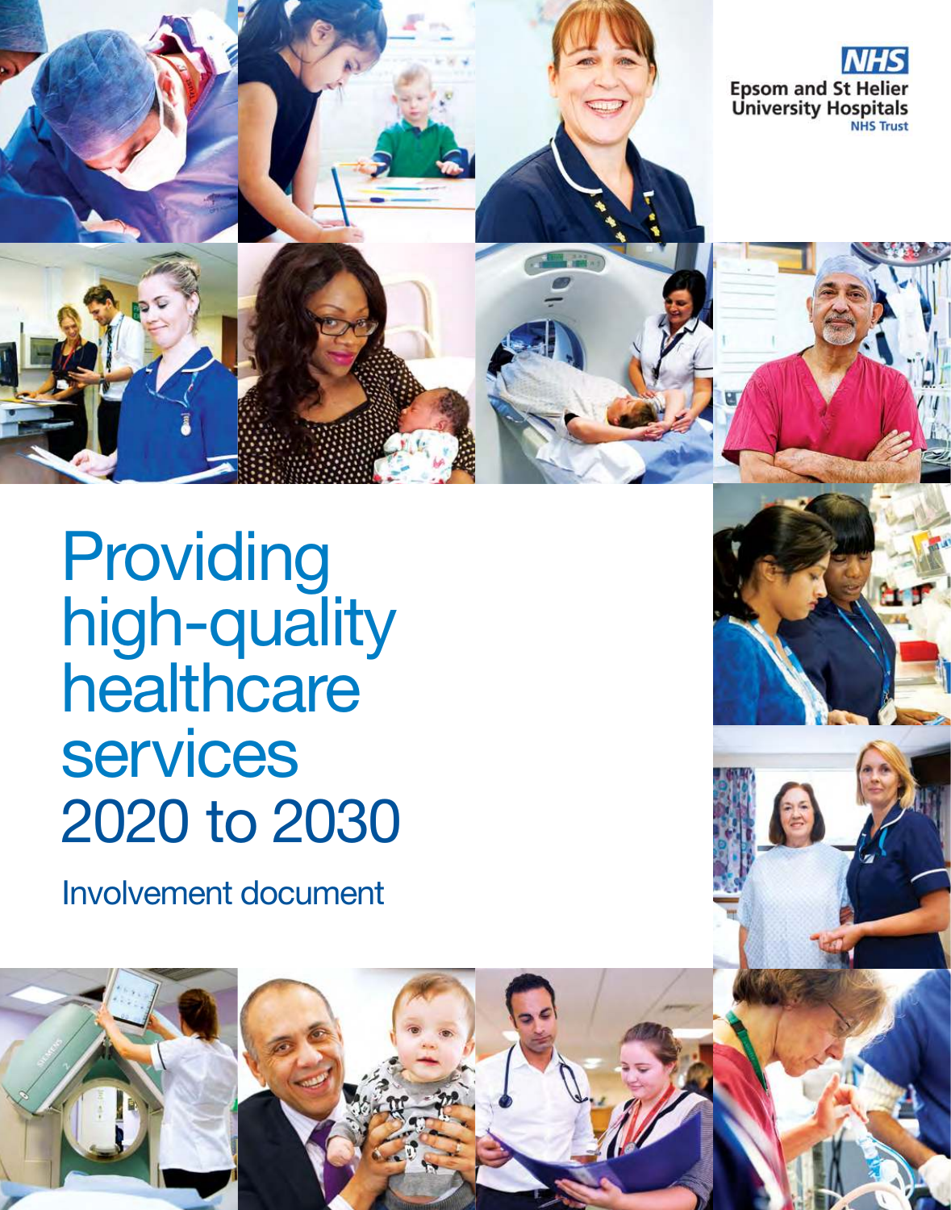NHS

Epsom and St Helier University Hospitals

NHS Trust

# Providing high-quality healthcare services 2020 to 2030

## Involvement document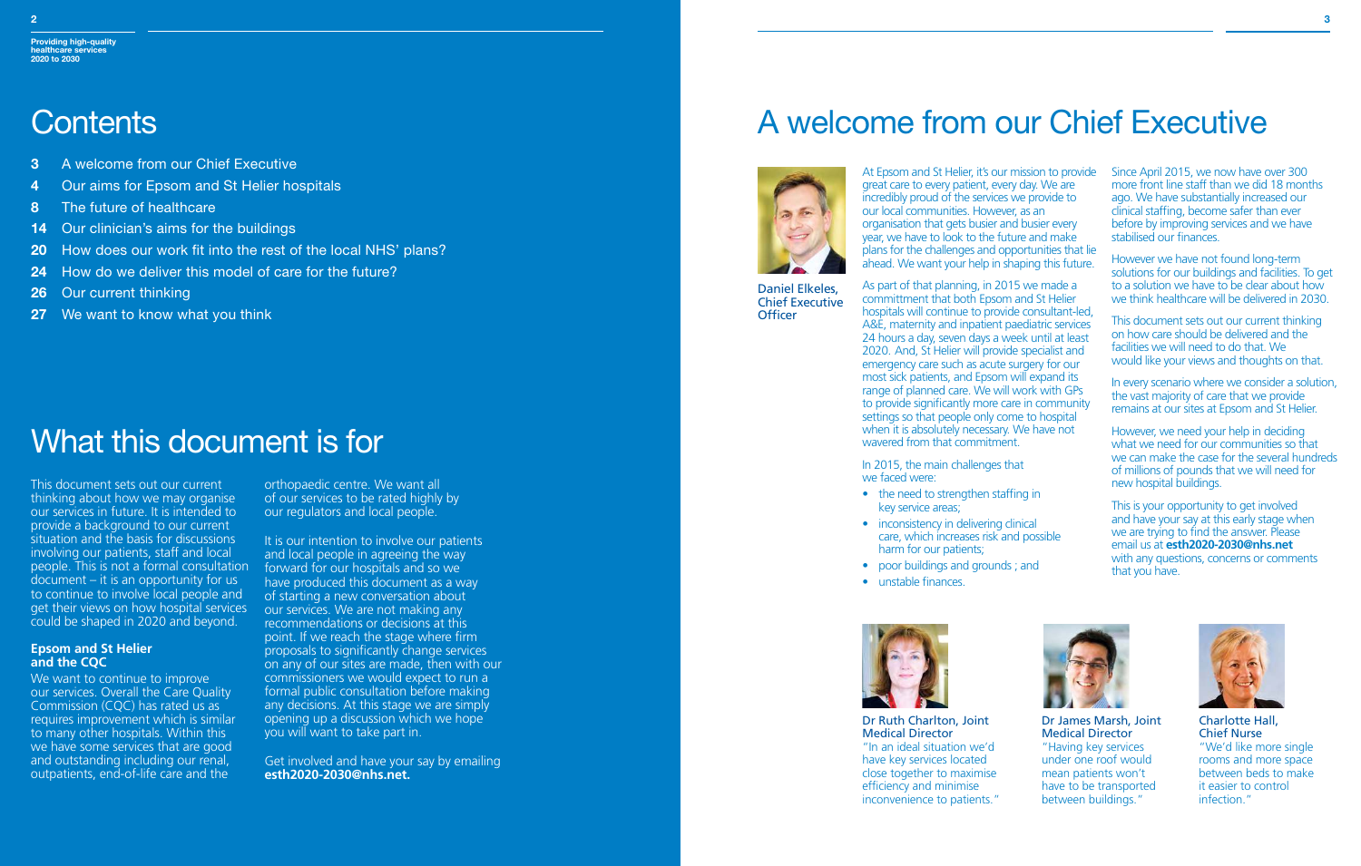# Contents

- **3** A welcome from our Chief Executive
- **4** Our aims for Epsom and St Helier hospitals
- **8** The future of healthcare
- **14** Our clinician's aims for the buildings
- **20** How does our work fit into the rest of the local NHS' plans?
- **24** How do we deliver this model of care for the future?
- **26** Our current thinking
- **27** We want to know what you think

# What this document is for

This document sets out our current thinking about how we may organise our services in future. It is intended to provide a background to our current situation and the basis for discussions involving our patients, staff and local people. This is not a formal consultation document – it is an opportunity for us to continue to involve local people and get their views on how hospital services could be shaped in 2020 and beyond.

**Epsom and St Helier and the CQC**

We want to continue to improve our services. Overall the Care Quality Commission (CQC) has rated us as requires improvement which is similar to many other hospitals. Within this we have some services that are good and outstanding including our renal, outpatients, end-of-life care and the orthopaedic centre. We want all of our services to be rated highly by our regulators and local people.

It is our intention to involve our patients and local people in agreeing the way forward for our hospitals and so we have produced this document as a way of starting a new conversation about our services. We are not making any recommendations or decisions at this point. If we reach the stage where firm proposals to significantly change services on any of our sites are made, then with our commissioners we would expect to run a formal public consultation before making any decisions. At this stage we are simply opening up a discussion which we hope you will want to take part in.

Get involved and have your say by emailing **esth2020-2030@nhs.net.**

# A welcome from our Chief Executive

Daniel Elkeles, Chief Executive Officer

At Epsom and St Helier, it's our mission to provide great care to every patient, every day. We are incredibly proud of the services we provide to our local communities. However, as an organisation that gets busier and busier every year, we have to look to the future and make plans for the challenges and opportunities that lie ahead. We want your help in shaping this future.

As part of that planning, in 2015 we made a committment that both Epsom and St Helier hospitals will continue to provide consultant-led, A&E, maternity and inpatient paediatric services 24 hours a day, seven days a week until at least 2020. And, St Helier will provide specialist and emergency care such as acute surgery for our most sick patients, and Epsom will expand its range of planned care. We will work with GPs to provide significantly more care in community settings so that people only come to hospital when it is absolutely necessary. We have not wavered from that commitment.

In 2015, the main challenges that we faced were:

- the need to strengthen staffing in key service areas;
- inconsistency in delivering clinical care, which increases risk and possible harm for our patients;
- poor buildings and grounds ; and
- unstable finances.

Since April 2015, we now have over 300 more front line staff than we did 18 months ago. We have substantially increased our clinical staffing, become safer than ever before by improving services and we have stabilised our finances.

However we have not found long-term solutions for our buildings and facilities. To get to a solution we have to be clear about how we think healthcare will be delivered in 2030.

This document sets out our current thinking on how care should be delivered and the facilities we will need to do that. We would like your views and thoughts on that.

In every scenario where we consider a solution, the vast majority of care that we provide remains at our sites at Epsom and St Helier.

However, we need your help in deciding what we need for our communities so that we can make the case for the several hundreds of millions of pounds that we will need for new hospital buildings.

This is your opportunity to get involved and have your say at this early stage when we are trying to find the answer. Please email us at **esth2020-2030@nhs.net** with any questions, concerns or comments that you have.

Dr Ruth Charlton, Joint Medical Director
"In an ideal situation we'd have key services located close together to maximise efficiency and minimise inconvenience to patients."

Dr James Marsh, Joint Medical Director
"Having key services under one roof would mean patients won't have to be transported between buildings."

Charlotte Hall, Chief Nurse
"We'd like more single rooms and more space between beds to make it easier to control infection."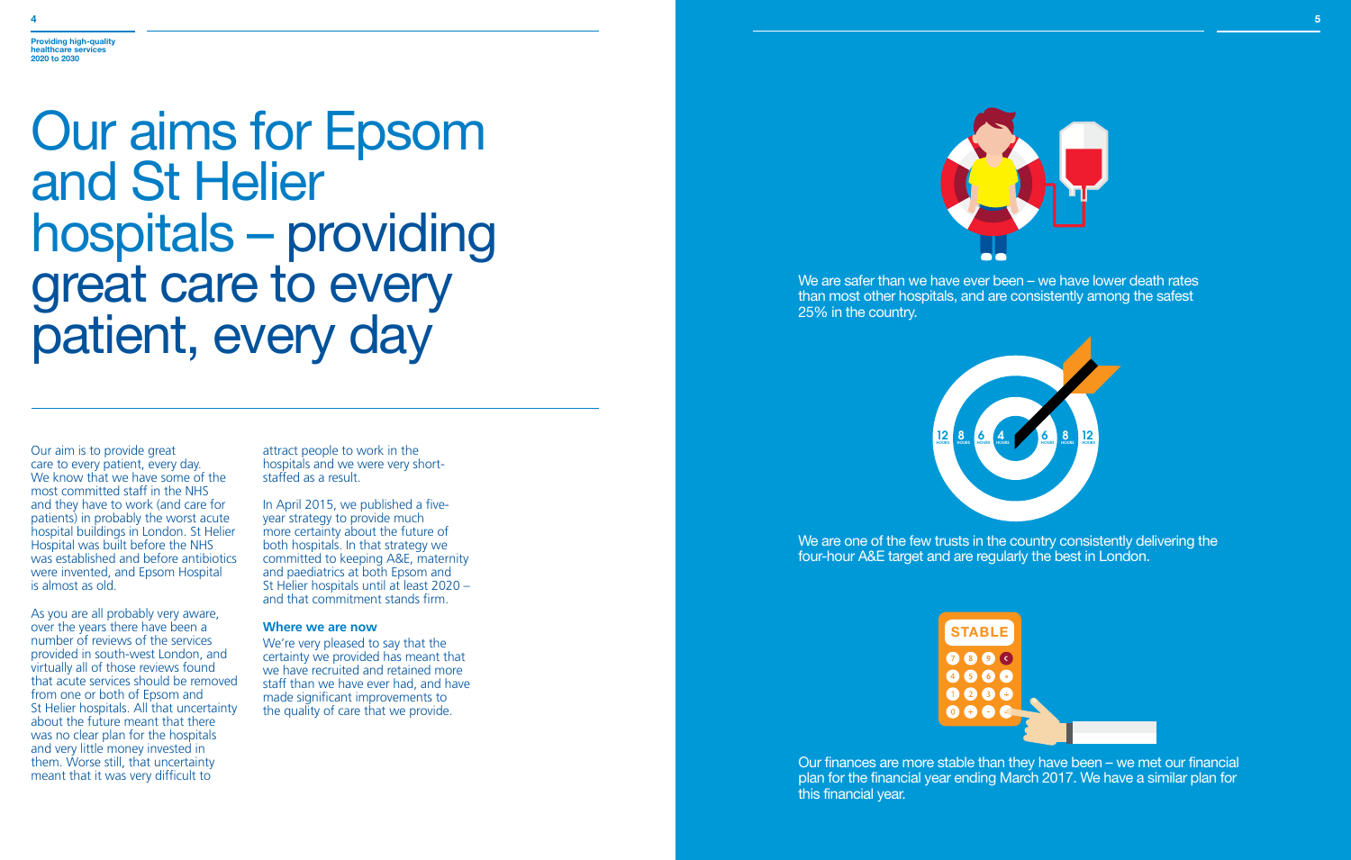# Our aims for Epsom and St Helier hospitals – providing great care to every patient, every day

Our aim is to provide great care to every patient, every day. We know that we have some of the most committed staff in the NHS and they have to work (and care for patients) in probably the worst acute hospital buildings in London. St Helier Hospital was built before the NHS was established and before antibiotics were invented, and Epsom Hospital is almost as old.

As you are all probably very aware, over the years there have been a number of reviews of the services provided in south-west London, and virtually all of those reviews found that acute services should be removed from one or both of Epsom and St Helier hospitals. All that uncertainty about the future meant that there was no clear plan for the hospitals and very little money invested in them. Worse still, that uncertainty meant that it was very difficult to attract people to work in the hospitals and we were very short-staffed as a result.

In April 2015, we published a five-year strategy to provide much more certainty about the future of both hospitals. In that strategy we committed to keeping A&E, maternity and paediatrics at both Epsom and St Helier hospitals until at least 2020 – and that commitment stands firm.

### Where we are now

We're very pleased to say that the certainty we provided has meant that we have recruited and retained more staff than we have ever had, and have made significant improvements to the quality of care that we provide.

We are safer than we have ever been – we have lower death rates than most other hospitals, and are consistently among the safest 25% in the country.

We are one of the few trusts in the country consistently delivering the four-hour A&E target and are regularly the best in London.

Our finances are more stable than they have been – we met our financial plan for the financial year ending March 2017. We have a similar plan for this financial year.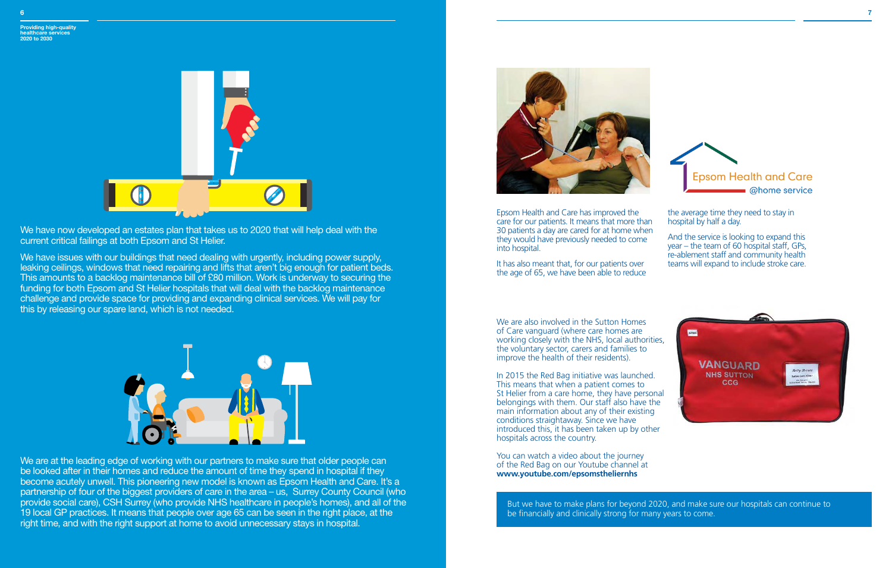We have now developed an estates plan that takes us to 2020 that will help deal with the current critical failings at both Epsom and St Helier.

We have issues with our buildings that need dealing with urgently, including power supply, leaking ceilings, windows that need repairing and lifts that aren't big enough for patient beds. This amounts to a backlog maintenance bill of £80 million. Work is underway to securing the funding for both Epsom and St Helier hospitals that will deal with the backlog maintenance challenge and provide space for providing and expanding clinical services. We will pay for this by releasing our spare land, which is not needed.

We are at the leading edge of working with our partners to make sure that older people can be looked after in their homes and reduce the amount of time they spend in hospital if they become acutely unwell. This pioneering new model is known as Epsom Health and Care. It's a partnership of four of the biggest providers of care in the area – us, Surrey County Council (who provide social care), CSH Surrey (who provide NHS healthcare in people's homes), and all of the 19 local GP practices. It means that people over age 65 can be seen in the right place, at the right time, and with the right support at home to avoid unnecessary stays in hospital.

Epsom Health and Care @home service

Epsom Health and Care has improved the care for our patients. It means that more than 30 patients a day are cared for at home when they would have previously needed to come into hospital.

It has also meant that, for our patients over the age of 65, we have been able to reduce the average time they need to stay in hospital by half a day.

And the service is looking to expand this year – the team of 60 hospital staff, GPs, re-ablement staff and community health teams will expand to include stroke care.

We are also involved in the Sutton Homes of Care vanguard (where care homes are working closely with the NHS, local authorities, the voluntary sector, carers and families to improve the health of their residents).

In 2015 the Red Bag initiative was launched. This means that when a patient comes to St Helier from a care home, they have personal belongings with them. Our staff also have the main information about any of their existing conditions straightaway. Since we have introduced this, it has been taken up by other hospitals across the country.

You can watch a video about the journey of the Red Bag on our Youtube channel at **www.youtube.com/epsomstheliernhs**

But we have to make plans for beyond 2020, and make sure our hospitals can continue to be financially and clinically strong for many years to come.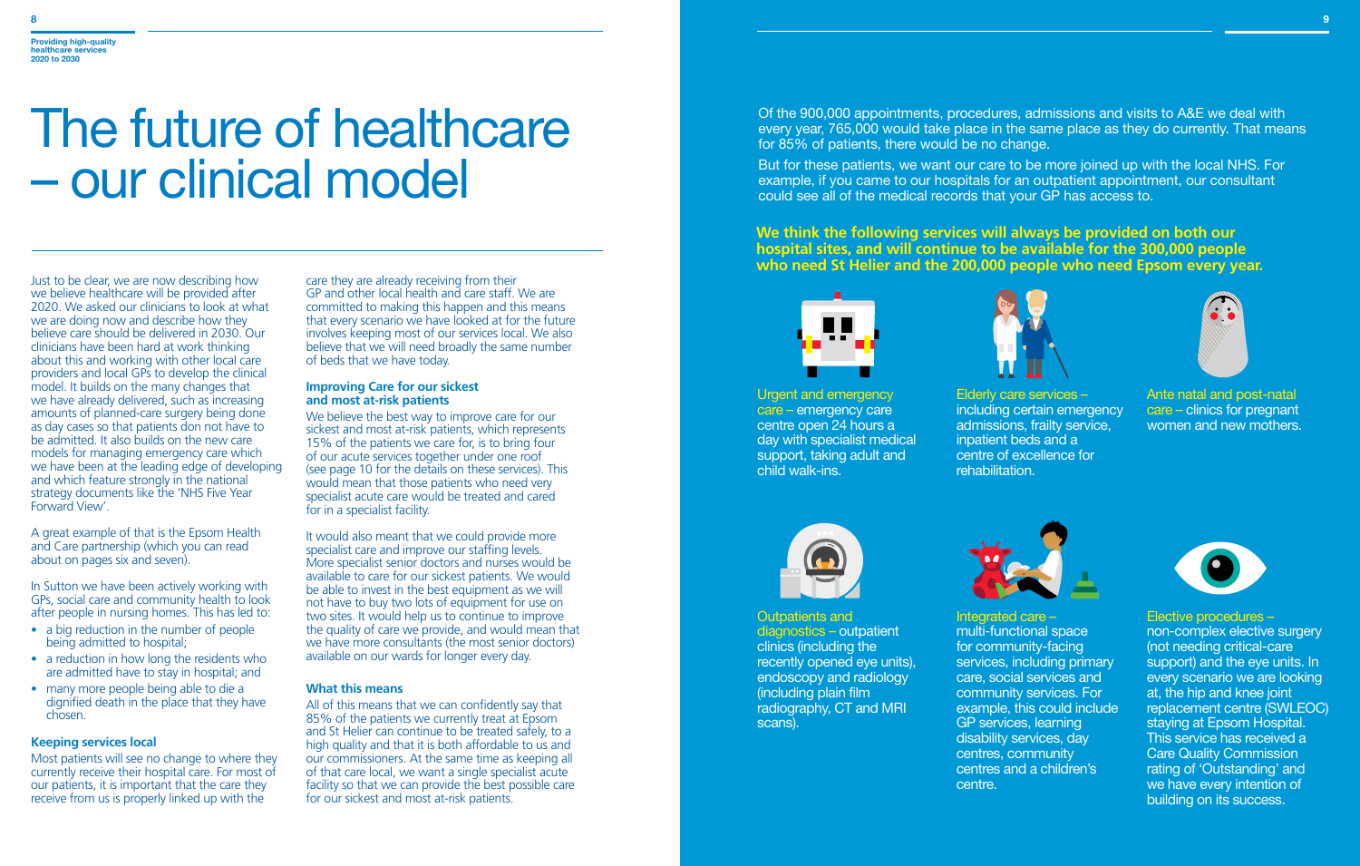# The future of healthcare – our clinical model

Just to be clear, we are now describing how we believe healthcare will be provided after 2020. We asked our clinicians to look at what we are doing now and describe how they believe care should be delivered in 2030. Our clinicians have been hard at work thinking about this and working with other local care providers and local GPs to develop the clinical model. It builds on the many changes that we have already delivered, such as increasing amounts of planned-care surgery being done as day cases so that patients don not have to be admitted. It also builds on the new care models for managing emergency care which we have been at the leading edge of developing and which feature strongly in the national strategy documents like the 'NHS Five Year Forward View'.

A great example of that is the Epsom Health and Care partnership (which you can read about on pages six and seven).

In Sutton we have been actively working with GPs, social care and community health to look after people in nursing homes. This has led to:

- a big reduction in the number of people being admitted to hospital;
- a reduction in how long the residents who are admitted have to stay in hospital; and
- many more people being able to die a dignified death in the place that they have chosen.

### Keeping services local

Most patients will see no change to where they currently receive their hospital care. For most of our patients, it is important that the care they receive from us is properly linked up with the care they are already receiving from their GP and other local health and care staff. We are committed to making this happen and this means that every scenario we have looked at for the future involves keeping most of our services local. We also believe that we will need broadly the same number of beds that we have today.

### Improving Care for our sickest and most at-risk patients

We believe the best way to improve care for our sickest and most at-risk patients, which represents 15% of the patients we care for, is to bring four of our acute services together under one roof (see page 10 for the details on these services). This would mean that those patients who need very specialist acute care would be treated and cared for in a specialist facility.

It would also meant that we could provide more specialist care and improve our staffing levels. More specialist senior doctors and nurses would be available to care for our sickest patients. We would be able to invest in the best equipment as we will not have to buy two lots of equipment for use on two sites. It would help us to continue to improve the quality of care we provide, and would mean that we have more consultants (the most senior doctors) available on our wards for longer every day.

### What this means

All of this means that we can confidently say that 85% of the patients we currently treat at Epsom and St Helier can continue to be treated safely, to a high quality and that it is both affordable to us and our commissioners. At the same time as keeping all of that care local, we want a single specialist acute facility so that we can provide the best possible care for our sickest and most at-risk patients.

Of the 900,000 appointments, procedures, admissions and visits to A&E we deal with every year, 765,000 would take place in the same place as they do currently. That means for 85% of patients, there would be no change.

But for these patients, we want our care to be more joined up with the local NHS. For example, if you came to our hospitals for an outpatient appointment, our consultant could see all of the medical records that your GP has access to.

**We think the following services will always be provided on both our hospital sites, and will continue to be available for the 300,000 people who need St Helier and the 200,000 people who need Epsom every year.**

**Urgent and emergency care** – emergency care centre open 24 hours a day with specialist medical support, taking adult and child walk-ins.

**Elderly care services** – including certain emergency admissions, frailty service, inpatient beds and a centre of excellence for rehabilitation.

**Ante natal and post-natal care** – clinics for pregnant women and new mothers.

**Outpatients and diagnostics** – outpatient clinics (including the recently opened eye units), endoscopy and radiology (including plain film radiography, CT and MRI scans).

**Integrated care** – multi-functional space for community-facing services, including primary care, social services and community services. For example, this could include GP services, learning disability services, day centres, community centres and a children's centre.

**Elective procedures** – non-complex elective surgery (not needing critical-care support) and the eye units. In every scenario we are looking at, the hip and knee joint replacement centre (SWLEOC) staying at Epsom Hospital. This service has received a Care Quality Commission rating of 'Outstanding' and we have every intention of building on its success.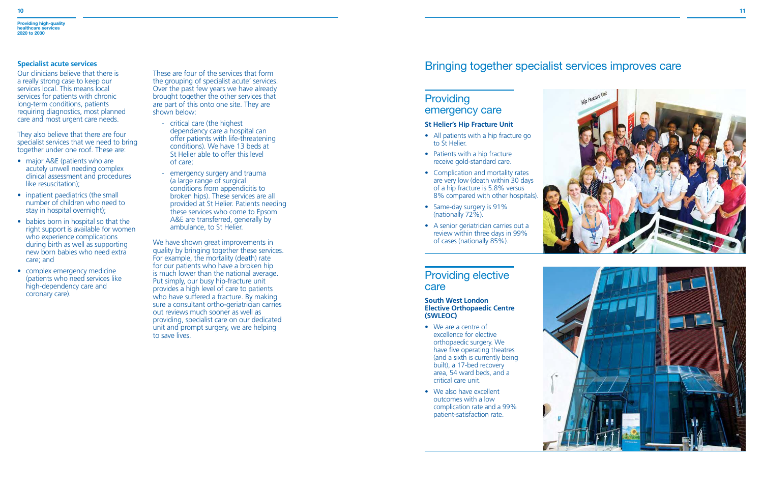### Specialist acute services

Our clinicians believe that there is a really strong case to keep our services local. This means local services for patients with chronic long-term conditions, patients requiring diagnostics, most planned care and most urgent care needs.

They also believe that there are four specialist services that we need to bring together under one roof. These are:

- major A&E (patients who are acutely unwell needing complex clinical assessment and procedures like resuscitation);
- inpatient paediatrics (the small number of children who need to stay in hospital overnight);
- babies born in hospital so that the right support is available for women who experience complications during birth as well as supporting new born babies who need extra care; and
- complex emergency medicine (patients who need services like high-dependency care and coronary care).

These are four of the services that form the grouping of specialist acute' services. Over the past few years we have already brought together the other services that are part of this onto one site. They are shown below:

- critical care (the highest dependency care a hospital can offer patients with life-threatening conditions). We have 13 beds at St Helier able to offer this level of care;
- emergency surgery and trauma (a large range of surgical conditions from appendicitis to broken hips). These services are all provided at St Helier. Patients needing these services who come to Epsom A&E are transferred, generally by ambulance, to St Helier.

We have shown great improvements in quality by bringing together these services. For example, the mortality (death) rate for our patients who have a broken hip is much lower than the national average. Put simply, our busy hip-fracture unit provides a high level of care to patients who have suffered a fracture. By making sure a consultant ortho-geriatrician carries out reviews much sooner as well as providing, specialist care on our dedicated unit and prompt surgery, we are helping to save lives.

# Bringing together specialist services improves care

## Providing emergency care

### St Helier's Hip Fracture Unit

- All patients with a hip fracture go to St Helier.
- Patients with a hip fracture receive gold-standard care.
- Complication and mortality rates are very low (death within 30 days of a hip fracture is 5.8% versus 8% compared with other hospitals).
- Same-day surgery is 91% (nationally 72%).
- A senior geriatrician carries out a review within three days in 99% of cases (nationally 85%).

## Providing elective care

### South West London Elective Orthopaedic Centre (SWLEOC)

- We are a centre of excellence for elective orthopaedic surgery. We have five operating theatres (and a sixth is currently being built), a 17-bed recovery area, 54 ward beds, and a critical care unit.
- We also have excellent outcomes with a low complication rate and a 99% patient-satisfaction rate.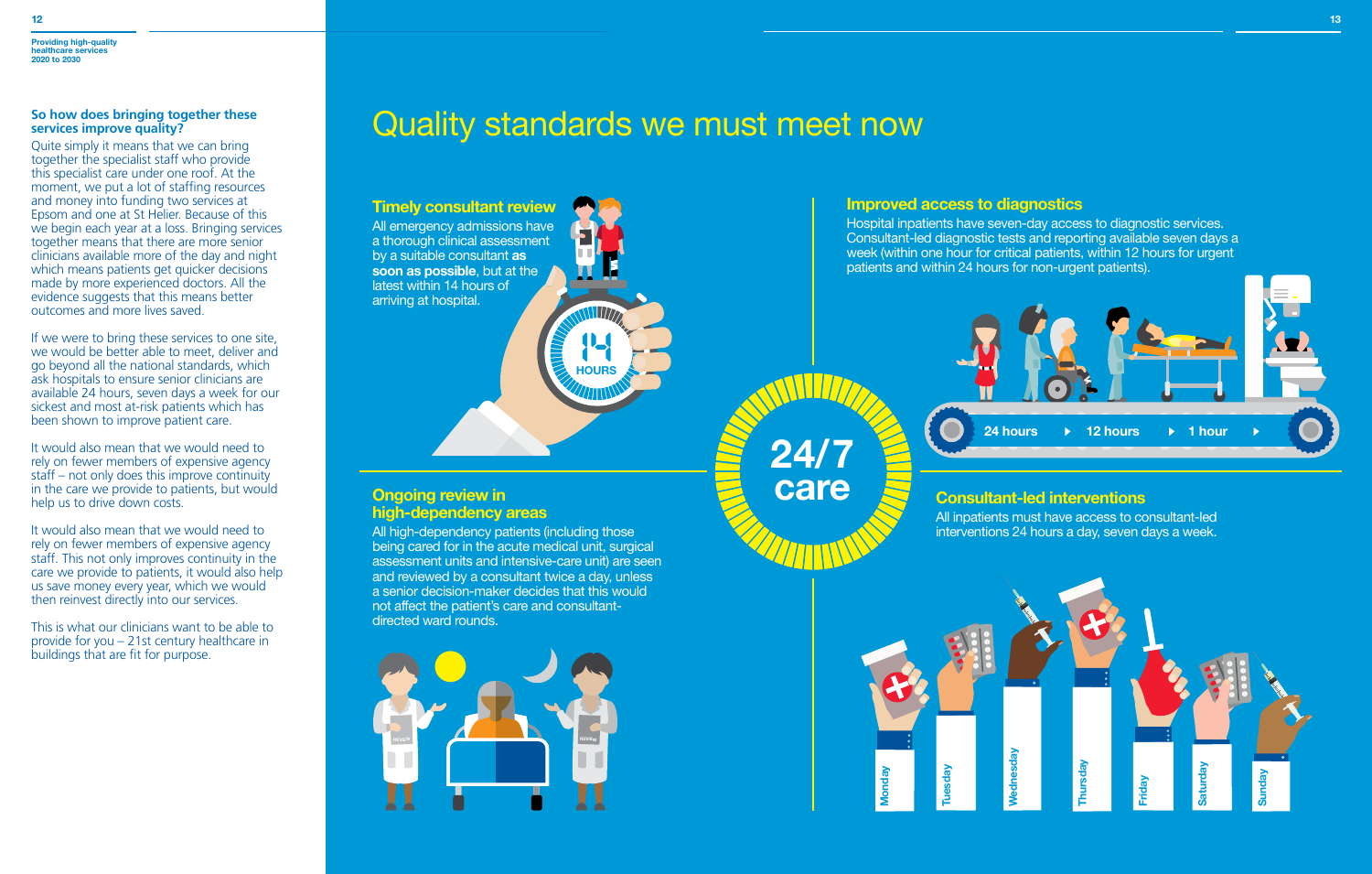### So how does bringing together these services improve quality?

Quite simply it means that we can bring together the specialist staff who provide this specialist care under one roof. At the moment, we put a lot of staffing resources and money into funding two services at Epsom and one at St Helier. Because of this we begin each year at a loss. Bringing services together means that there are more senior clinicians available more of the day and night which means patients get quicker decisions made by more experienced doctors. All the evidence suggests that this means better outcomes and more lives saved.

If we were to bring these services to one site, we would be better able to meet, deliver and go beyond all the national standards, which ask hospitals to ensure senior clinicians are available 24 hours, seven days a week for our sickest and most at-risk patients which has been shown to improve patient care.

It would also mean that we would need to rely on fewer members of expensive agency staff – not only does this improve continuity in the care we provide to patients, but would help us to drive down costs.

It would also mean that we would need to rely on fewer members of expensive agency staff. This not only improves continuity in the care we provide to patients, it would also help us save money every year, which we would then reinvest directly into our services.

This is what our clinicians want to be able to provide for you – 21st century healthcare in buildings that are fit for purpose.

# Quality standards we must meet now

## 24/7 care

### Timely consultant review

All emergency admissions have a thorough clinical assessment by a suitable consultant **as soon as possible**, but at the latest within 14 hours of arriving at hospital.

14 HOURS

### Improved access to diagnostics

Hospital inpatients have seven-day access to diagnostic services. Consultant-led diagnostic tests and reporting available seven days a week (within one hour for critical patients, within 12 hours for urgent patients and within 24 hours for non-urgent patients).

24 hours ▸ 12 hours ▸ 1 hour ▸

### Ongoing review in high-dependency areas

All high-dependency patients (including those being cared for in the acute medical unit, surgical assessment units and intensive-care unit) are seen and reviewed by a consultant twice a day, unless a senior decision-maker decides that this would not affect the patient's care and consultant-directed ward rounds.

### Consultant-led interventions

All inpatients must have access to consultant-led interventions 24 hours a day, seven days a week.

Monday, Tuesday, Wednesday, Thursday, Friday, Saturday, Sunday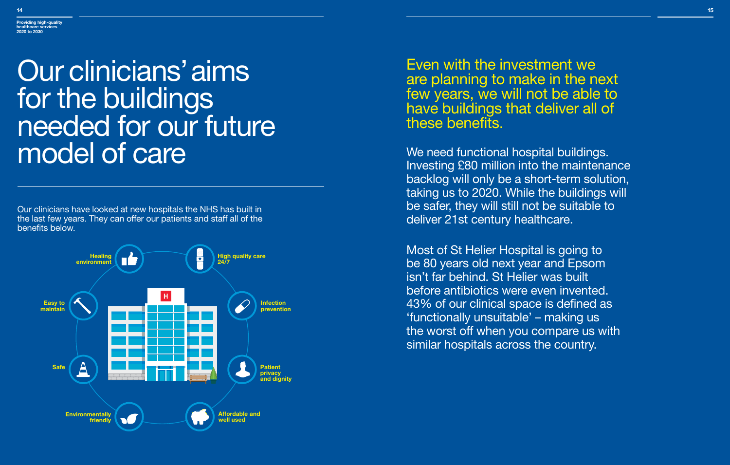# Our clinicians' aims for the buildings needed for our future model of care

Our clinicians have looked at new hospitals the NHS has built in the last few years. They can offer our patients and staff all of the benefits below.

- Healing environment
- High quality care 24/7
- Infection prevention
- Patient privacy and dignity
- Affordable and well used
- Environmentally friendly
- Safe
- Easy to maintain

## Even with the investment we are planning to make in the next few years, we will not be able to have buildings that deliver all of these benefits.

We need functional hospital buildings. Investing £80 million into the maintenance backlog will only be a short-term solution, taking us to 2020. While the buildings will be safer, they will still not be suitable to deliver 21st century healthcare.

Most of St Helier Hospital is going to be 80 years old next year and Epsom isn't far behind. St Helier was built before antibiotics were even invented. 43% of our clinical space is defined as 'functionally unsuitable' – making us the worst off when you compare us with similar hospitals across the country.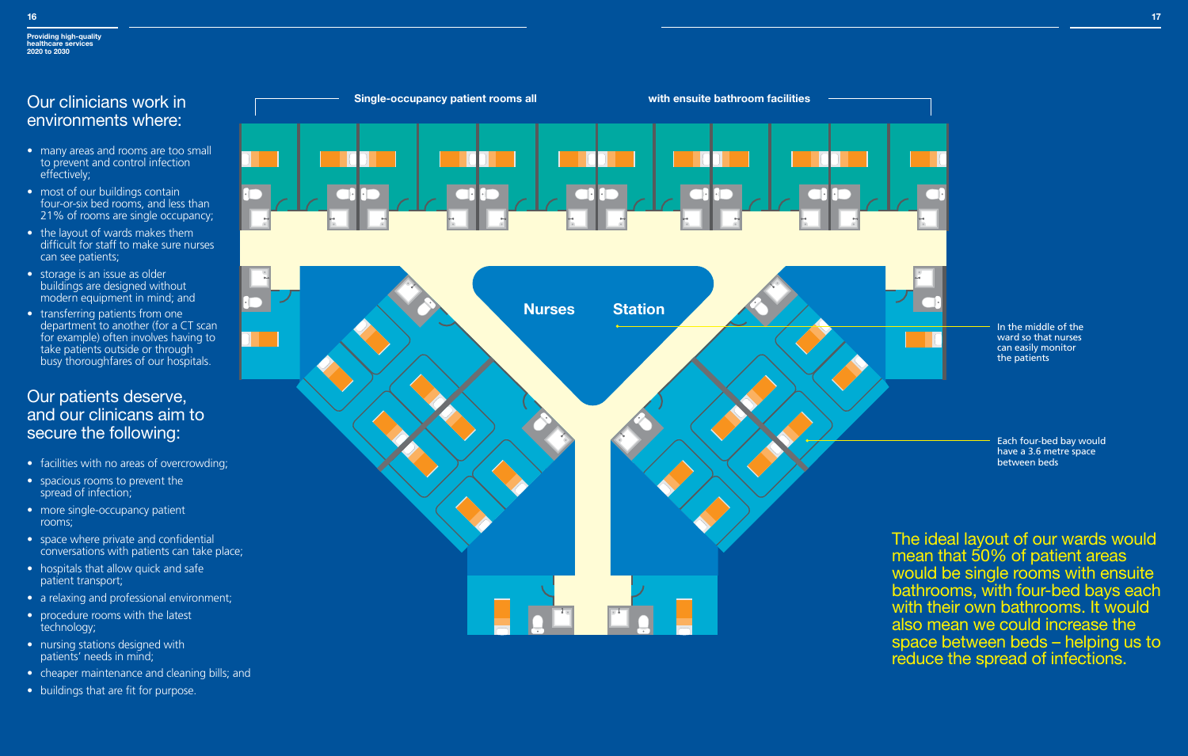## Our clinicians work in environments where:

- many areas and rooms are too small to prevent and control infection effectively;
- most of our buildings contain four-or-six bed rooms, and less than 21% of rooms are single occupancy;
- the layout of wards makes them difficult for staff to make sure nurses can see patients;
- storage is an issue as older buildings are designed without modern equipment in mind; and
- transferring patients from one department to another (for a CT scan for example) often involves having to take patients outside or through busy thoroughfares of our hospitals.

## Our patients deserve, and our clinicans aim to secure the following:

- facilities with no areas of overcrowding;
- spacious rooms to prevent the spread of infection;
- more single-occupancy patient rooms;
- space where private and confidential conversations with patients can take place;
- hospitals that allow quick and safe patient transport;
- a relaxing and professional environment;
- procedure rooms with the latest technology;
- nursing stations designed with patients' needs in mind;
- cheaper maintenance and cleaning bills; and
- buildings that are fit for purpose.

Single-occupancy patient rooms all with ensuite bathroom facilities

Nurses Station

In the middle of the ward so that nurses can easily monitor the patients

Each four-bed bay would have a 3.6 metre space between beds

The ideal layout of our wards would mean that 50% of patient areas would be single rooms with ensuite bathrooms, with four-bed bays each with their own bathrooms. It would also mean we could increase the space between beds – helping us to reduce the spread of infections.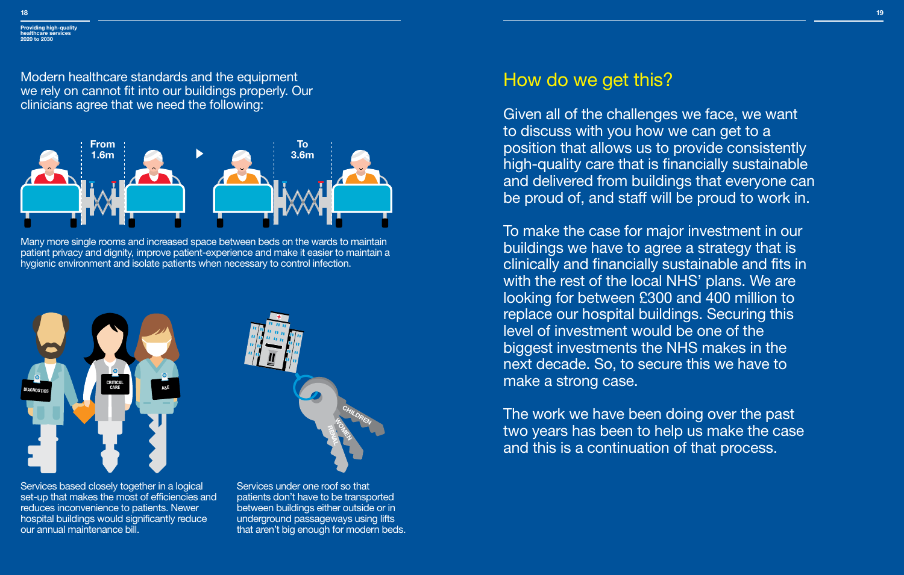Modern healthcare standards and the equipment we rely on cannot fit into our buildings properly. Our clinicians agree that we need the following:

From 1.6m

To 3.6m

Many more single rooms and increased space between beds on the wards to maintain patient privacy and dignity, improve patient-experience and make it easier to maintain a hygienic environment and isolate patients when necessary to control infection.

Services based closely together in a logical set-up that makes the most of efficiencies and reduces inconvenience to patients. Newer hospital buildings would significantly reduce our annual maintenance bill.

Services under one roof so that patients don't have to be transported between buildings either outside or in underground passageways using lifts that aren't big enough for modern beds.

## How do we get this?

Given all of the challenges we face, we want to discuss with you how we can get to a position that allows us to provide consistently high-quality care that is financially sustainable and delivered from buildings that everyone can be proud of, and staff will be proud to work in.

To make the case for major investment in our buildings we have to agree a strategy that is clinically and financially sustainable and fits in with the rest of the local NHS' plans. We are looking for between £300 and 400 million to replace our hospital buildings. Securing this level of investment would be one of the biggest investments the NHS makes in the next decade. So, to secure this we have to make a strong case.

The work we have been doing over the past two years has been to help us make the case and this is a continuation of that process.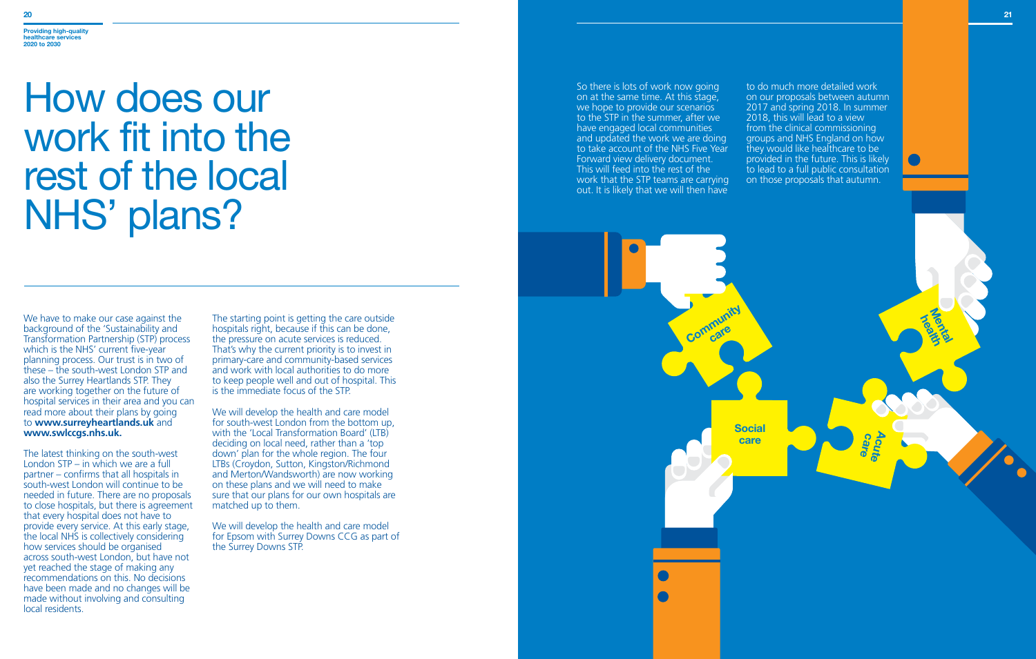# How does our work fit into the rest of the local NHS' plans?

We have to make our case against the background of the 'Sustainability and Transformation Partnership (STP) process which is the NHS' current five-year planning process. Our trust is in two of these – the south-west London STP and also the Surrey Heartlands STP. They are working together on the future of hospital services in their area and you can read more about their plans by going to **www.surreyheartlands.uk** and **www.swlccgs.nhs.uk.**

The latest thinking on the south-west London STP – in which we are a full partner – confirms that all hospitals in south-west London will continue to be needed in future. There are no proposals to close hospitals, but there is agreement that every hospital does not have to provide every service. At this early stage, the local NHS is collectively considering how services should be organised across south-west London, but have not yet reached the stage of making any recommendations on this. No decisions have been made and no changes will be made without involving and consulting local residents.

The starting point is getting the care outside hospitals right, because if this can be done, the pressure on acute services is reduced. That's why the current priority is to invest in primary-care and community-based services and work with local authorities to do more to keep people well and out of hospital. This is the immediate focus of the STP.

We will develop the health and care model for south-west London from the bottom up, with the 'Local Transformation Board' (LTB) deciding on local need, rather than a 'top down' plan for the whole region. The four LTBs (Croydon, Sutton, Kingston/Richmond and Merton/Wandsworth) are now working on these plans and we will need to make sure that our plans for our own hospitals are matched up to them.

We will develop the health and care model for Epsom with Surrey Downs CCG as part of the Surrey Downs STP.

So there is lots of work now going on at the same time. At this stage, we hope to provide our scenarios to the STP in the summer, after we have engaged local communities and updated the work we are doing to take account of the NHS Five Year Forward view delivery document. This will feed into the rest of the work that the STP teams are carrying out. It is likely that we will then have to do much more detailed work on our proposals between autumn 2017 and spring 2018. In summer 2018, this will lead to a view from the clinical commissioning groups and NHS England on how they would like healthcare to be provided in the future. This is likely to lead to a full public consultation on those proposals that autumn.

Community care

Mental health

Social care

Acute care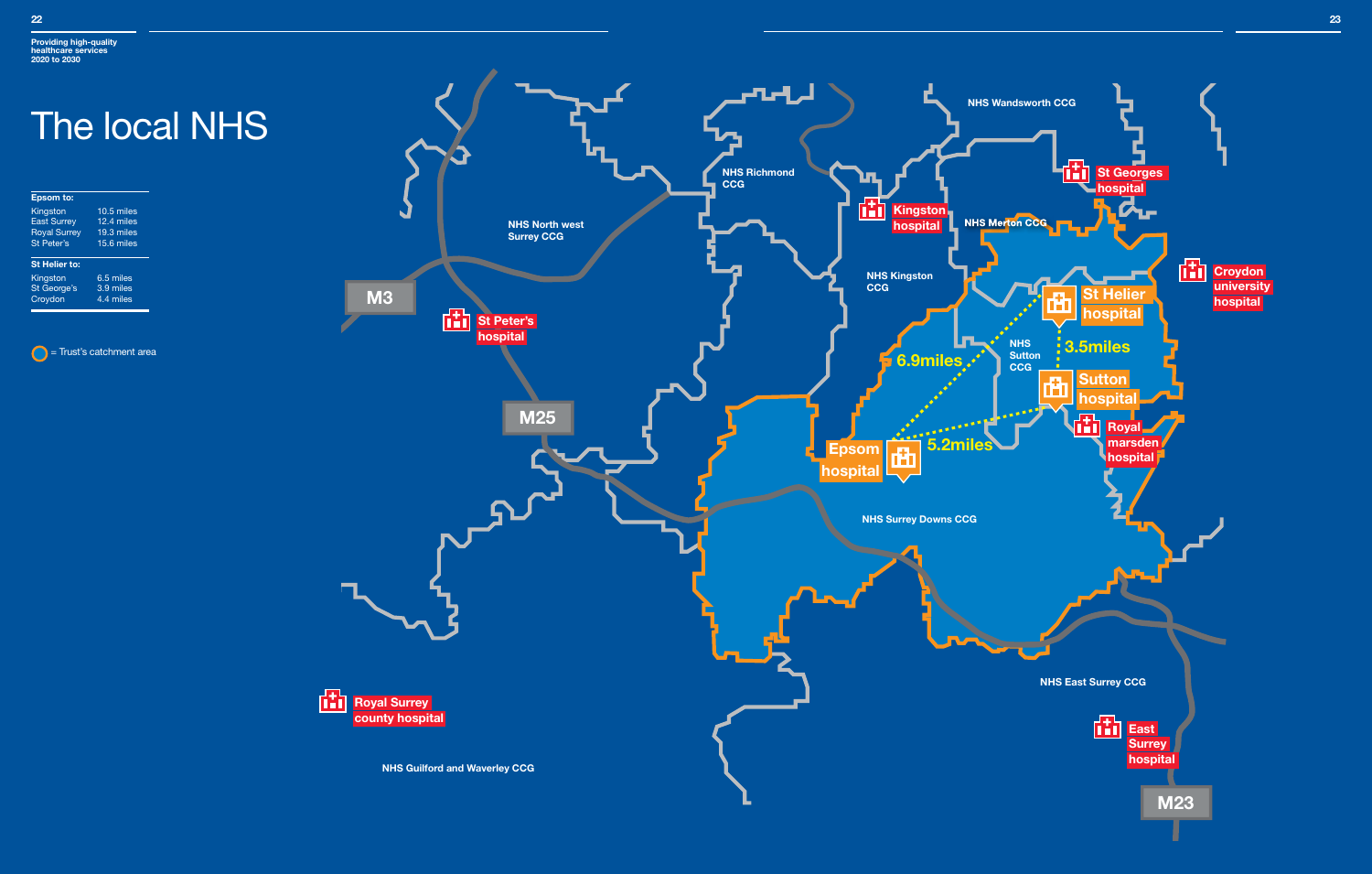# The local NHS

| Epsom to: | |
|---|---|
| Kingston | 10.5 miles |
| East Surrey | 12.4 miles |
| Royal Surrey | 19.3 miles |
| St Peter's | 15.6 miles |

| St Helier to: | |
|---|---|
| Kingston | 6.5 miles |
| St George's | 3.9 miles |
| Croydon | 4.4 miles |

= Trust's catchment area

NHS Wandsworth CCG

NHS Richmond CCG

NHS North west Surrey CCG

NHS Merton CCG

NHS Kingston CCG

NHS Sutton CCG

NHS Surrey Downs CCG

NHS East Surrey CCG

NHS Guilford and Waverley CCG

St Georges hospital

Kingston hospital

Croydon university hospital

St Helier hospital

Sutton hospital

Epsom hospital

Royal marsden hospital

St Peter's hospital

Royal Surrey county hospital

East Surrey hospital

M3

M25

M23

6.9miles

3.5miles

5.2miles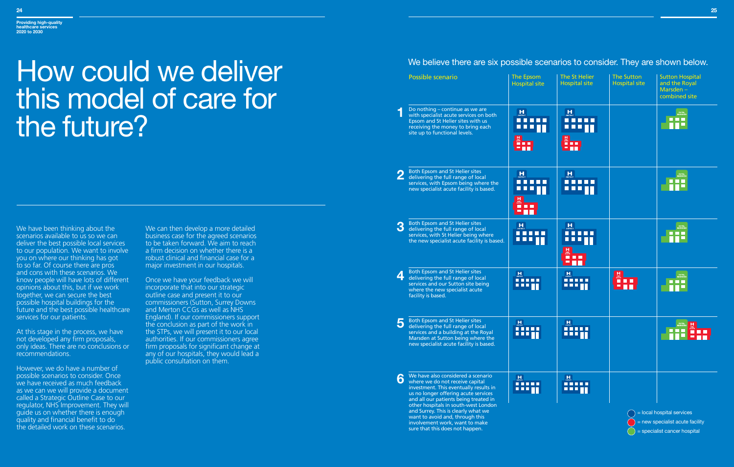# How could we deliver this model of care for the future?

We have been thinking about the scenarios available to us so we can deliver the best possible local services to our population. We want to involve you on where our thinking has got to so far. Of course there are pros and cons with these scenarios. We know people will have lots of different opinions about this, but if we work together, we can secure the best possible hospital buildings for the future and the best possible healthcare services for our patients.

At this stage in the process, we have not developed any firm proposals, only ideas. There are no conclusions or recommendations.

However, we do have a number of possible scenarios to consider. Once we have received as much feedback as we can we will provide a document called a Strategic Outline Case to our regulator, NHS Improvement. They will guide us on whether there is enough quality and financial benefit to do the detailed work on these scenarios.

We can then develop a more detailed business case for the agreed scenarios to be taken forward. We aim to reach a firm decision on whether there is a robust clinical and financial case for a major investment in our hospitals.

Once we have your feedback we will incorporate that into our strategic outline case and present it to our commissioners (Sutton, Surrey Downs and Merton CCGs as well as NHS England). If our commissioners support the conclusion as part of the work in the STPs, we will present it to our local authorities. If our commissioners agree firm proposals for significant change at any of our hospitals, they would lead a public consultation on them.

We believe there are six possible scenarios to consider. They are shown below.

| | Possible scenario | The Epsom Hospital site | The St Helier Hospital site | The Sutton Hospital site | Sutton Hospital and the Royal Marsden – combined site |
|---|---|---|---|---|---|
| 1 | Do nothing – continue as we are with specialist acute services on both Epsom and St Helier sites with us receiving the money to bring each site up to functional levels. | Local hospital services; New specialist acute facility | Local hospital services; New specialist acute facility | | Specialist cancer hospital |
| 2 | Both Epsom and St Helier sites delivering the full range of local services, with Epsom being where the new specialist acute facility is based. | Local hospital services; New specialist acute facility | Local hospital services | | Specialist cancer hospital |
| 3 | Both Epsom and St Helier sites delivering the full range of local services, with St Helier being where the new specialist acute facility is based. | Local hospital services | Local hospital services; New specialist acute facility | | Specialist cancer hospital |
| 4 | Both Epsom and St Helier sites delivering the full range of local services and our Sutton site being where the new specialist acute facility is based. | Local hospital services | Local hospital services | New specialist acute facility | Specialist cancer hospital |
| 5 | Both Epsom and St Helier sites delivering the full range of local services and a building at the Royal Marsden at Sutton being where the new specialist acute facility is based. | Local hospital services | Local hospital services | | Specialist cancer hospital; New specialist acute facility |
| 6 | We have also considered a scenario where we do not receive capital investment. This eventually results in us no longer offering acute services and all our patients being treated in other hospitals in south-west London and Surrey. This is clearly what we want to avoid and, through this involvement work, want to make sure that this does not happen. | Local hospital services | Local hospital services | | |

Key:
- Blue = local hospital services
- Red = new specialist acute facility
- Green = specialist cancer hospital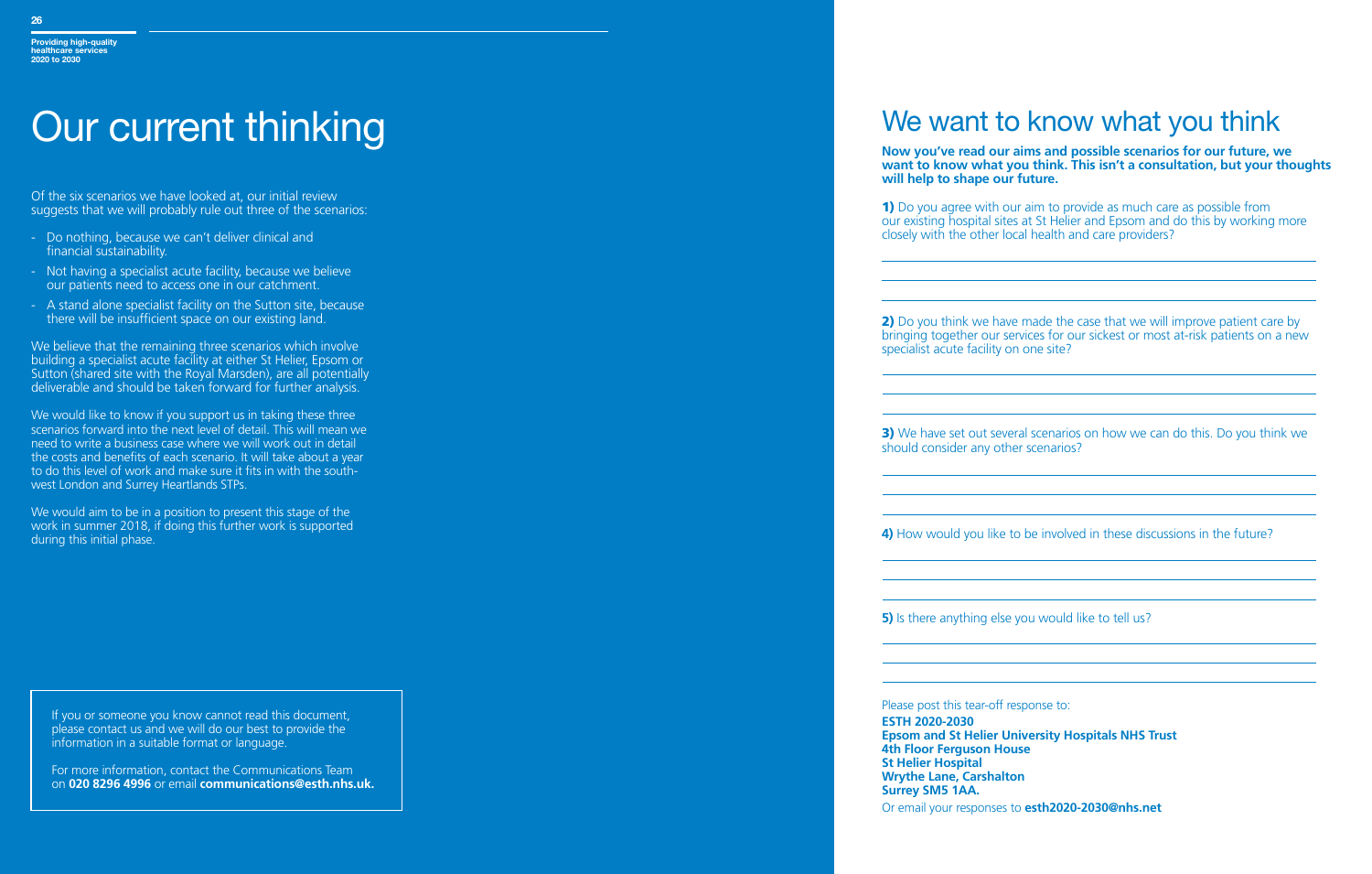# Our current thinking

Of the six scenarios we have looked at, our initial review suggests that we will probably rule out three of the scenarios:

- Do nothing, because we can't deliver clinical and financial sustainability.
- Not having a specialist acute facility, because we believe our patients need to access one in our catchment.
- A stand alone specialist facility on the Sutton site, because there will be insufficient space on our existing land.

We believe that the remaining three scenarios which involve building a specialist acute facility at either St Helier, Epsom or Sutton (shared site with the Royal Marsden), are all potentially deliverable and should be taken forward for further analysis.

We would like to know if you support us in taking these three scenarios forward into the next level of detail. This will mean we need to write a business case where we will work out in detail the costs and benefits of each scenario. It will take about a year to do this level of work and make sure it fits in with the south-west London and Surrey Heartlands STPs.

We would aim to be in a position to present this stage of the work in summer 2018, if doing this further work is supported during this initial phase.

If you or someone you know cannot read this document, please contact us and we will do our best to provide the information in a suitable format or language.

For more information, contact the Communications Team on **020 8296 4996** or email **communications@esth.nhs.uk.**

# We want to know what you think

**Now you've read our aims and possible scenarios for our future, we want to know what you think. This isn't a consultation, but your thoughts will help to shape our future.**

**1)** Do you agree with our aim to provide as much care as possible from our existing hospital sites at St Helier and Epsom and do this by working more closely with the other local health and care providers?

**2)** Do you think we have made the case that we will improve patient care by bringing together our services for our sickest or most at-risk patients on a new specialist acute facility on one site?

**3)** We have set out several scenarios on how we can do this. Do you think we should consider any other scenarios?

**4)** How would you like to be involved in these discussions in the future?

**5)** Is there anything else you would like to tell us?

Please post this tear-off response to:

**ESTH 2020-2030**
**Epsom and St Helier University Hospitals NHS Trust**
**4th Floor Ferguson House**
**St Helier Hospital**
**Wrythe Lane, Carshalton**
**Surrey SM5 1AA.**

Or email your responses to **esth2020-2030@nhs.net**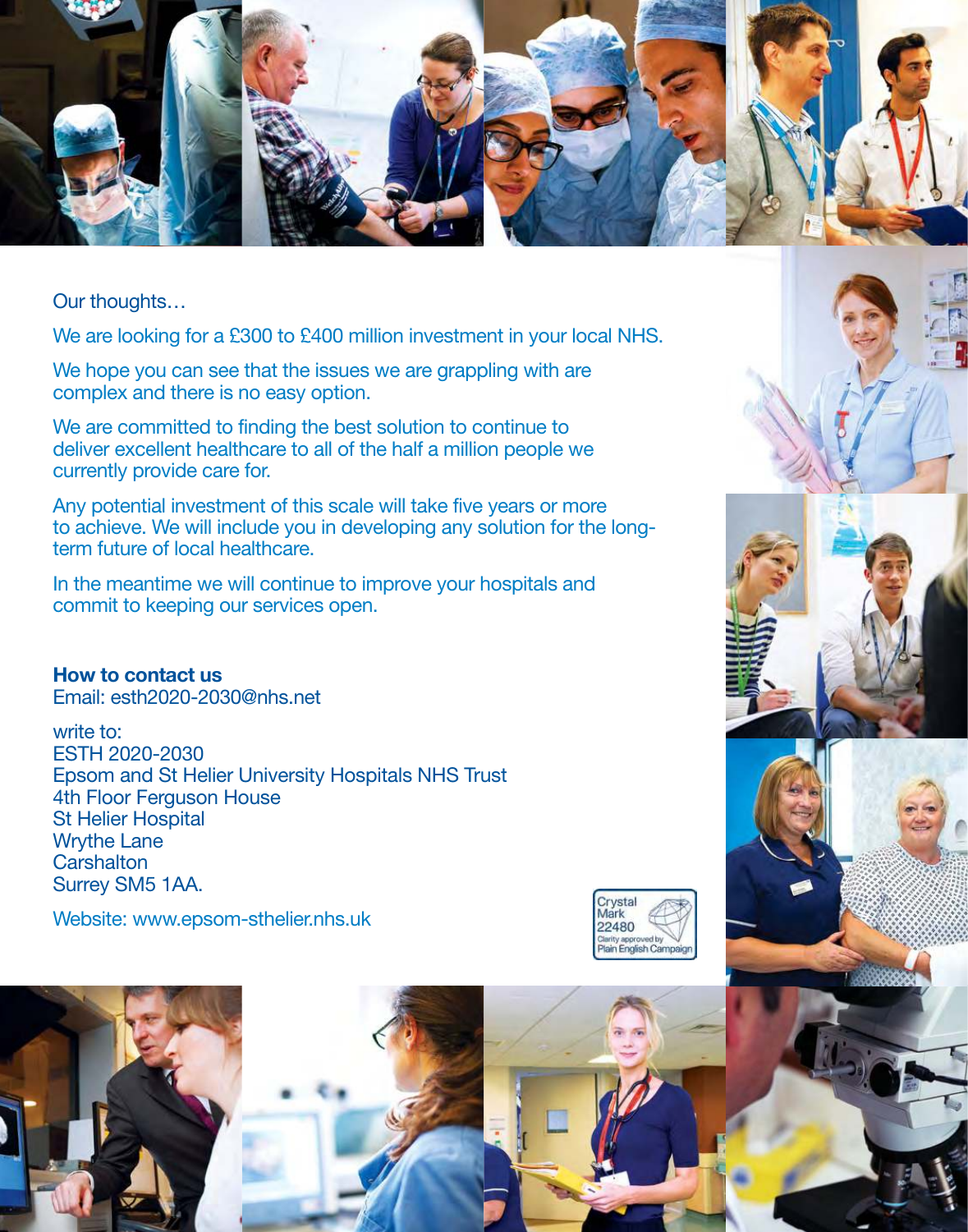Our thoughts…

We are looking for a £300 to £400 million investment in your local NHS.

We hope you can see that the issues we are grappling with are complex and there is no easy option.

We are committed to finding the best solution to continue to deliver excellent healthcare to all of the half a million people we currently provide care for.

Any potential investment of this scale will take five years or more to achieve. We will include you in developing any solution for the long-term future of local healthcare.

In the meantime we will continue to improve your hospitals and commit to keeping our services open.

**How to contact us**
Email: esth2020-2030@nhs.net

write to:
ESTH 2020-2030
Epsom and St Helier University Hospitals NHS Trust
4th Floor Ferguson House
St Helier Hospital
Wrythe Lane
Carshalton
Surrey SM5 1AA.

Website: www.epsom-sthelier.nhs.uk

Crystal Mark 22480 Clarity approved by Plain English Campaign